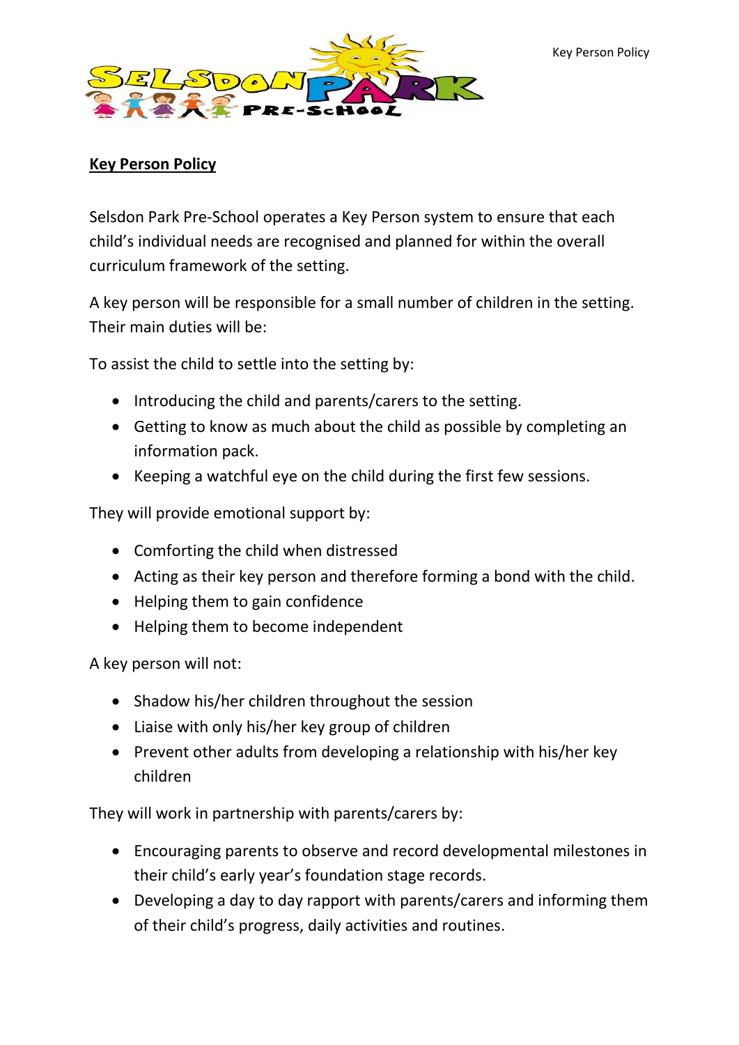# Key Person Policy

Selsdon Park Pre-School operates a Key Person system to ensure that each child's individual needs are recognised and planned for within the overall curriculum framework of the setting.

A key person will be responsible for a small number of children in the setting. Their main duties will be:

To assist the child to settle into the setting by:

- Introducing the child and parents/carers to the setting.
- Getting to know as much about the child as possible by completing an information pack.
- Keeping a watchful eye on the child during the first few sessions.

They will provide emotional support by:

- Comforting the child when distressed
- Acting as their key person and therefore forming a bond with the child.
- Helping them to gain confidence
- Helping them to become independent

A key person will not:

- Shadow his/her children throughout the session
- Liaise with only his/her key group of children
- Prevent other adults from developing a relationship with his/her key children

They will work in partnership with parents/carers by:

- Encouraging parents to observe and record developmental milestones in their child's early year's foundation stage records.
- Developing a day to day rapport with parents/carers and informing them of their child's progress, daily activities and routines.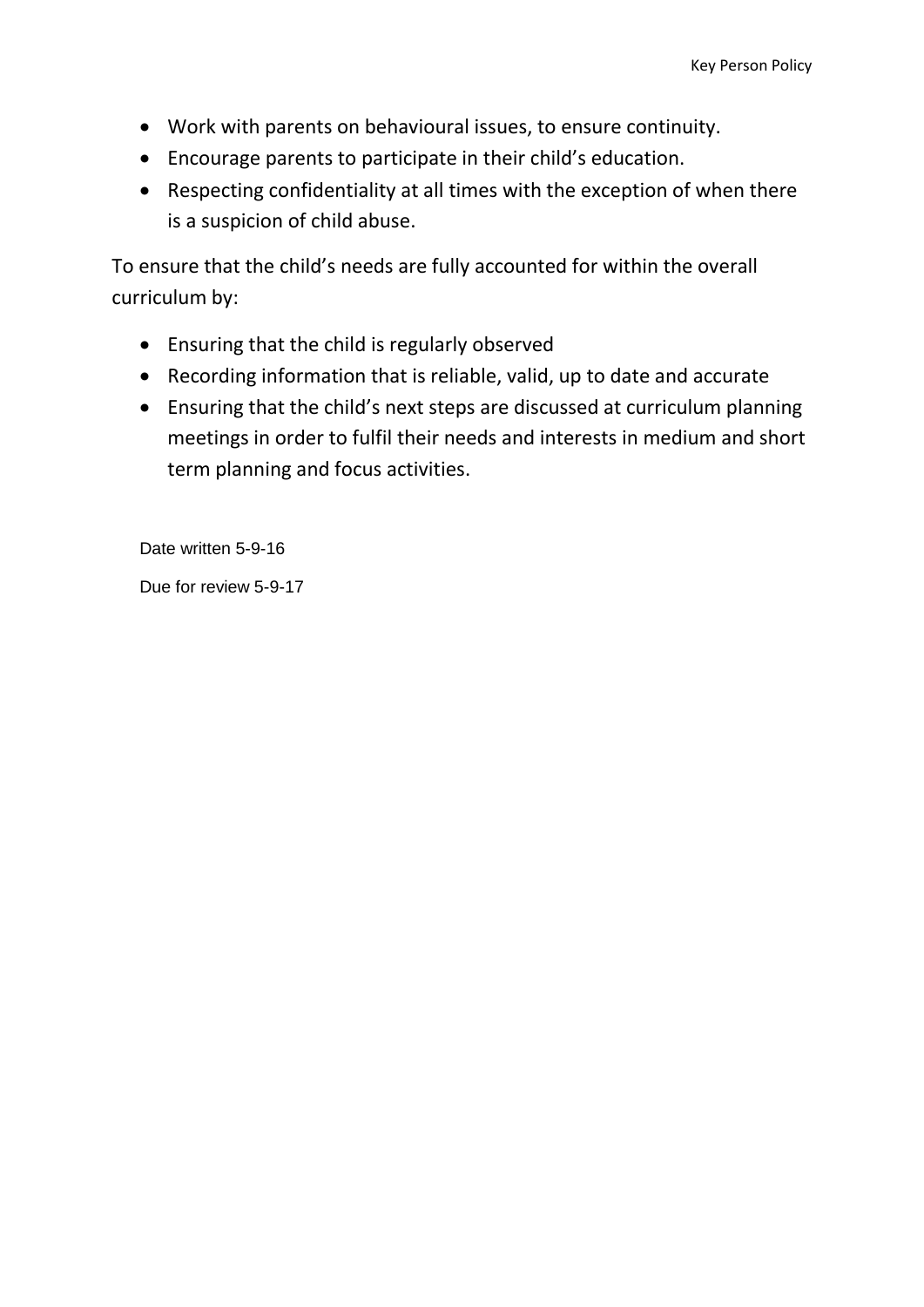- Work with parents on behavioural issues, to ensure continuity.
- Encourage parents to participate in their child's education.
- Respecting confidentiality at all times with the exception of when there is a suspicion of child abuse.

To ensure that the child's needs are fully accounted for within the overall curriculum by:

- Ensuring that the child is regularly observed
- Recording information that is reliable, valid, up to date and accurate
- Ensuring that the child's next steps are discussed at curriculum planning meetings in order to fulfil their needs and interests in medium and short term planning and focus activities.

Date written 5-9-16

Due for review 5-9-17